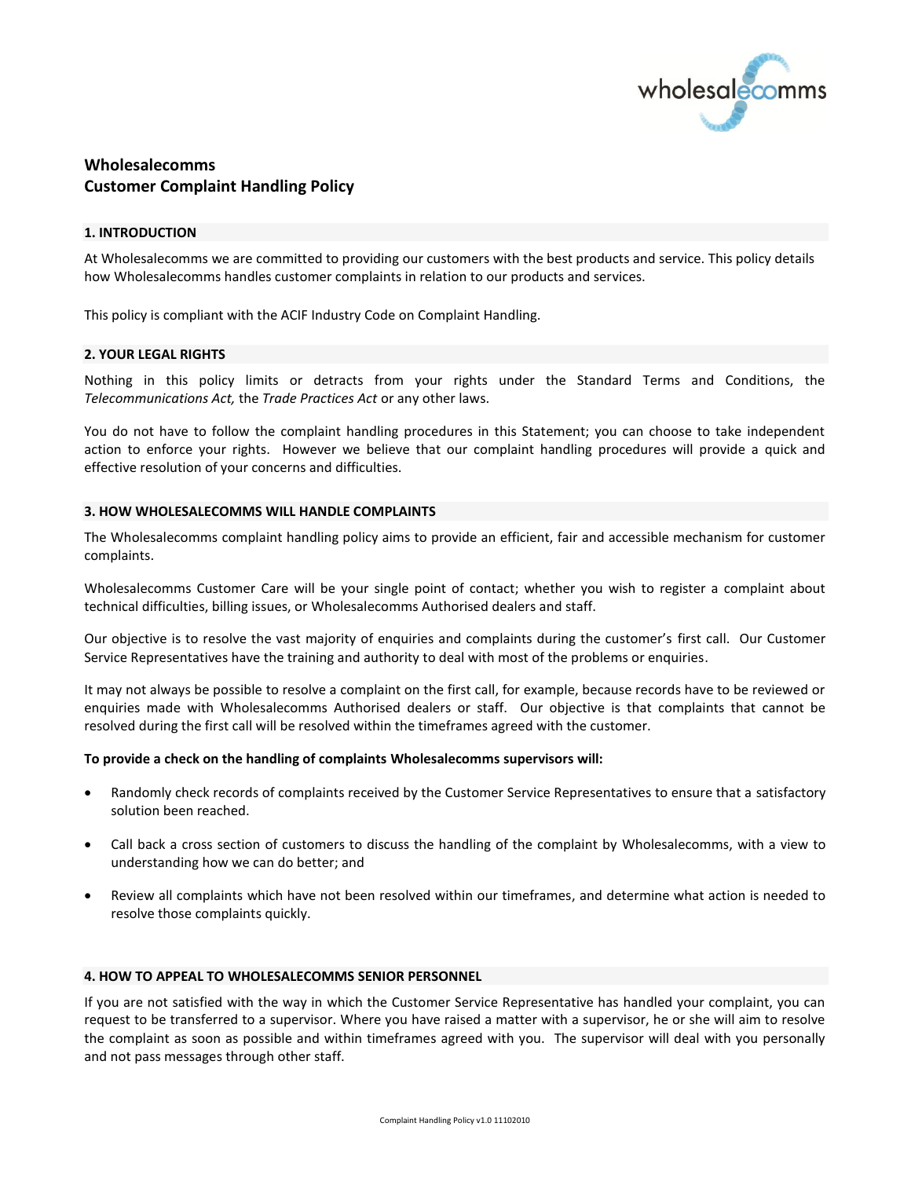# Wholesalecomms
# Customer Complaint Handling Policy

## 1. INTRODUCTION

At Wholesalecomms we are committed to providing our customers with the best products and service. This policy details how Wholesalecomms handles customer complaints in relation to our products and services.

This policy is compliant with the ACIF Industry Code on Complaint Handling.

## 2. YOUR LEGAL RIGHTS

Nothing in this policy limits or detracts from your rights under the Standard Terms and Conditions, the *Telecommunications Act,* the *Trade Practices Act* or any other laws.

You do not have to follow the complaint handling procedures in this Statement; you can choose to take independent action to enforce your rights. However we believe that our complaint handling procedures will provide a quick and effective resolution of your concerns and difficulties.

## 3. HOW WHOLESALECOMMS WILL HANDLE COMPLAINTS

The Wholesalecomms complaint handling policy aims to provide an efficient, fair and accessible mechanism for customer complaints.

Wholesalecomms Customer Care will be your single point of contact; whether you wish to register a complaint about technical difficulties, billing issues, or Wholesalecomms Authorised dealers and staff.

Our objective is to resolve the vast majority of enquiries and complaints during the customer's first call. Our Customer Service Representatives have the training and authority to deal with most of the problems or enquiries.

It may not always be possible to resolve a complaint on the first call, for example, because records have to be reviewed or enquiries made with Wholesalecomms Authorised dealers or staff. Our objective is that complaints that cannot be resolved during the first call will be resolved within the timeframes agreed with the customer.

**To provide a check on the handling of complaints Wholesalecomms supervisors will:**

- Randomly check records of complaints received by the Customer Service Representatives to ensure that a satisfactory solution been reached.
- Call back a cross section of customers to discuss the handling of the complaint by Wholesalecomms, with a view to understanding how we can do better; and
- Review all complaints which have not been resolved within our timeframes, and determine what action is needed to resolve those complaints quickly.

## 4. HOW TO APPEAL TO WHOLESALECOMMS SENIOR PERSONNEL

If you are not satisfied with the way in which the Customer Service Representative has handled your complaint, you can request to be transferred to a supervisor. Where you have raised a matter with a supervisor, he or she will aim to resolve the complaint as soon as possible and within timeframes agreed with you. The supervisor will deal with you personally and not pass messages through other staff.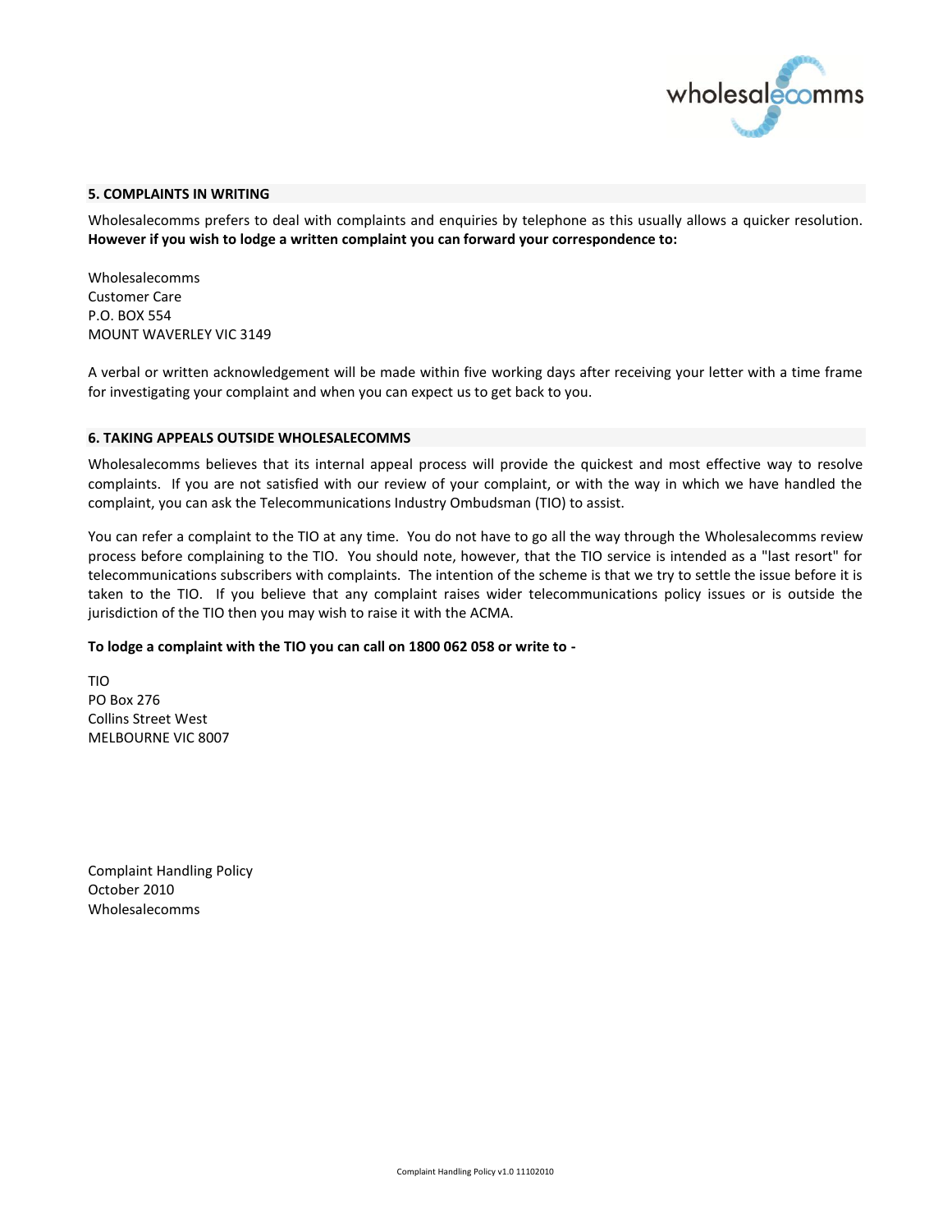## 5. COMPLAINTS IN WRITING

Wholesalecomms prefers to deal with complaints and enquiries by telephone as this usually allows a quicker resolution. **However if you wish to lodge a written complaint you can forward your correspondence to:**

Wholesalecomms  
Customer Care  
P.O. BOX 554  
MOUNT WAVERLEY VIC 3149

A verbal or written acknowledgement will be made within five working days after receiving your letter with a time frame for investigating your complaint and when you can expect us to get back to you.

## 6. TAKING APPEALS OUTSIDE WHOLESALECOMMS

Wholesalecomms believes that its internal appeal process will provide the quickest and most effective way to resolve complaints. If you are not satisfied with our review of your complaint, or with the way in which we have handled the complaint, you can ask the Telecommunications Industry Ombudsman (TIO) to assist.

You can refer a complaint to the TIO at any time. You do not have to go all the way through the Wholesalecomms review process before complaining to the TIO. You should note, however, that the TIO service is intended as a "last resort" for telecommunications subscribers with complaints. The intention of the scheme is that we try to settle the issue before it is taken to the TIO. If you believe that any complaint raises wider telecommunications policy issues or is outside the jurisdiction of the TIO then you may wish to raise it with the ACMA.

**To lodge a complaint with the TIO you can call on 1800 062 058 or write to -**

TIO  
PO Box 276  
Collins Street West  
MELBOURNE VIC 8007

Complaint Handling Policy  
October 2010  
Wholesalecomms